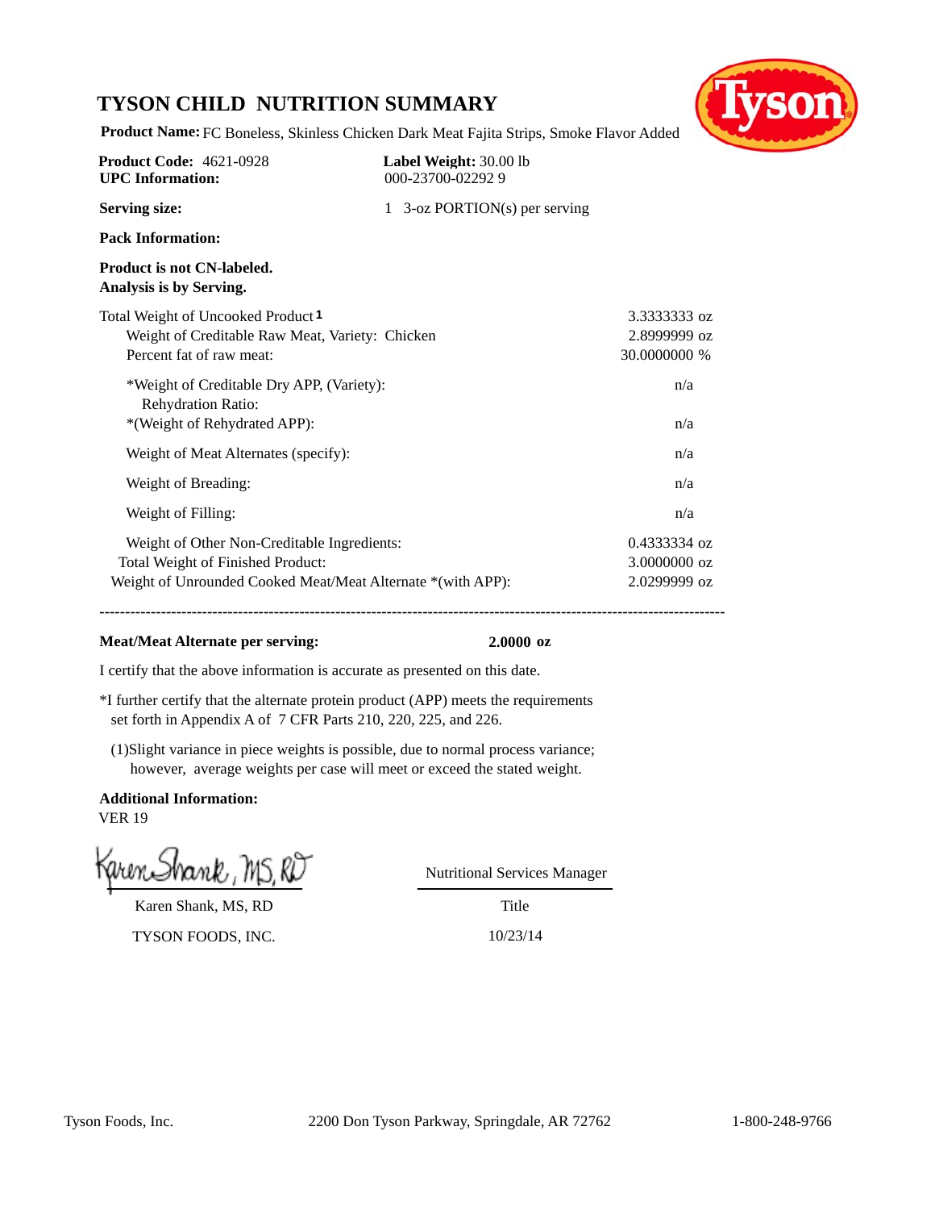# TYSON CHILD NUTRITION SUMMARY

**Product Name:** FC Boneless, Skinless Chicken Dark Meat Fajita Strips, Smoke Flavor Added

**Product Code:** 4621-0928
**UPC Information:**

**Label Weight:** 30.00 lb
000-23700-02292 9

**Serving size:** 1 3-oz PORTION(s) per serving

**Pack Information:**

**Product is not CN-labeled.**
**Analysis is by Serving.**

| | |
|---|---|
| Total Weight of Uncooked Product [1] | 3.3333333 oz |
| Weight of Creditable Raw Meat, Variety: Chicken | 2.8999999 oz |
| Percent fat of raw meat: | 30.0000000 % |
| *Weight of Creditable Dry APP, (Variety): | n/a |
| Rehydration Ratio: | |
| *(Weight of Rehydrated APP): | n/a |
| Weight of Meat Alternates (specify): | n/a |
| Weight of Breading: | n/a |
| Weight of Filling: | n/a |
| Weight of Other Non-Creditable Ingredients: | 0.4333334 oz |
| Total Weight of Finished Product: | 3.0000000 oz |
| Weight of Unrounded Cooked Meat/Meat Alternate *(with APP): | 2.0299999 oz |

---

**Meat/Meat Alternate per serving:** **2.0000 oz**

I certify that the above information is accurate as presented on this date.

*I further certify that the alternate protein product (APP) meets the requirements set forth in Appendix A of 7 CFR Parts 210, 220, 225, and 226.

(1)Slight variance in piece weights is possible, due to normal process variance; however, average weights per case will meet or exceed the stated weight.

**Additional Information:**
VER 19

Karen Shank, MS, RD
TYSON FOODS, INC.

Nutritional Services Manager
Title
10/23/14

Tyson Foods, Inc. 2200 Don Tyson Parkway, Springdale, AR 72762 1-800-248-9766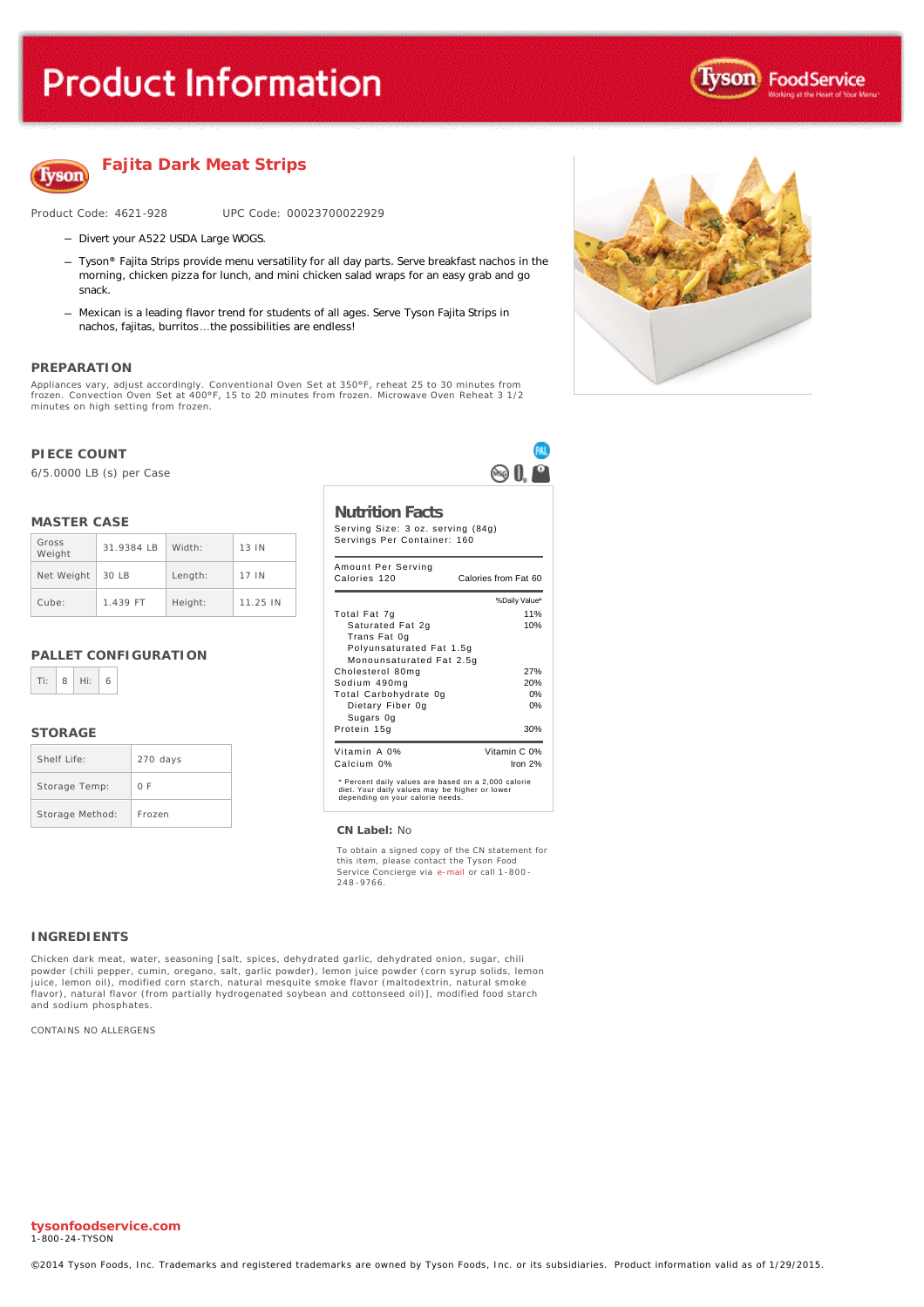# Product Information

## Fajita Dark Meat Strips

Product Code: 4621-928 UPC Code: 00023700022929

- Divert your A522 USDA Large WOGS.
- Tyson® Fajita Strips provide menu versatility for all day parts. Serve breakfast nachos in the morning, chicken pizza for lunch, and mini chicken salad wraps for an easy grab and go snack.
- Mexican is a leading flavor trend for students of all ages. Serve Tyson Fajita Strips in nachos, fajitas, burritos…the possibilities are endless!

### PREPARATION

Appliances vary, adjust accordingly. Conventional Oven Set at 350°F, reheat 25 to 30 minutes from frozen. Convection Oven Set at 400°F, 15 to 20 minutes from frozen. Microwave Oven Reheat 3 1/2 minutes on high setting from frozen.

### PIECE COUNT

6/5.0000 LB (s) per Case

### MASTER CASE

| | | | |
|---|---|---|---|
| Gross Weight | 31.9384 LB | Width: | 13 IN |
| Net Weight | 30 LB | Length: | 17 IN |
| Cube: | 1.439 FT | Height: | 11.25 IN |

### PALLET CONFIGURATION

| | | | |
|---|---|---|---|
| Ti: | 8 | Hi: | 6 |

### STORAGE

| | |
|---|---|
| Shelf Life: | 270 days |
| Storage Temp: | 0 F |
| Storage Method: | Frozen |

### Nutrition Facts

Serving Size: 3 oz. serving (84g)
Servings Per Container: 160

| Amount Per Serving | |
|---|---|
| Calories 120 | Calories from Fat 60 |
| | %Daily Value* |
| Total Fat 7g | 11% |
| Saturated Fat 2g | 10% |
| Trans Fat 0g | |
| Polyunsaturated Fat 1.5g | |
| Monounsaturated Fat 2.5g | |
| Cholesterol 80mg | 27% |
| Sodium 490mg | 20% |
| Total Carbohydrate 0g | 0% |
| Dietary Fiber 0g | 0% |
| Sugars 0g | |
| Protein 15g | 30% |
| Vitamin A 0% | Vitamin C 0% |
| Calcium 0% | Iron 2% |

* Percent daily values are based on a 2,000 calorie diet. Your daily values may be higher or lower depending on your calorie needs.

**CN Label:** No

To obtain a signed copy of the CN statement for this item, please contact the Tyson Food Service Concierge via e-mail or call 1-800-248-9766.

### INGREDIENTS

Chicken dark meat, water, seasoning [salt, spices, dehydrated garlic, dehydrated onion, sugar, chili powder (chili pepper, cumin, oregano, salt, garlic powder), lemon juice powder (corn syrup solids, lemon juice, lemon oil), modified corn starch, natural mesquite smoke flavor (maltodextrin, natural smoke flavor), natural flavor (from partially hydrogenated soybean and cottonseed oil)], modified food starch and sodium phosphates.

CONTAINS NO ALLERGENS

**tysonfoodservice.com**
1-800-24-TYSON

©2014 Tyson Foods, Inc. Trademarks and registered trademarks are owned by Tyson Foods, Inc. or its subsidiaries. Product information valid as of 1/29/2015.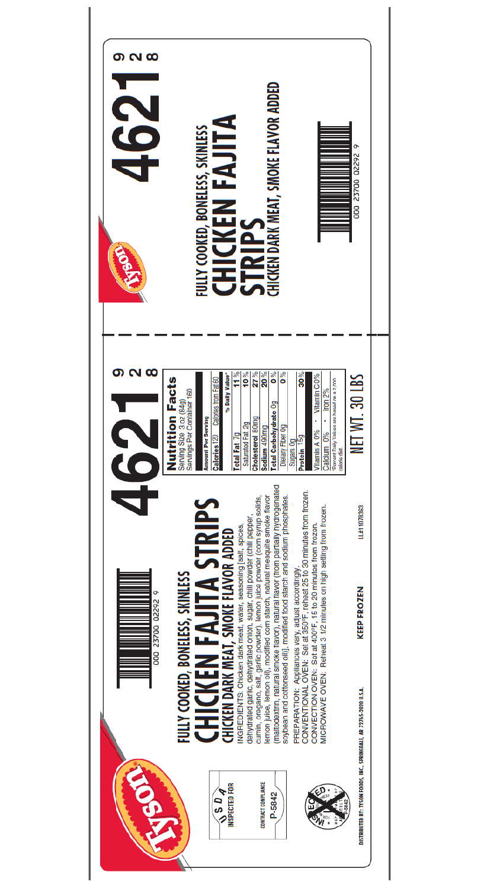# 4621 928

Tyson

FULLY COOKED, BONELESS, SKINLESS

## CHICKEN FAJITA STRIPS

CHICKEN DARK MEAT, SMOKE FLAVOR ADDED

000 23700 02292 9

USDA INSPECTED FOR

CONTRACT COMPLIANCE

P-5842

INGREDIENTS: Chicken dark meat, water, seasoning [salt, spices, dehydrated garlic, dehydrated onion, sugar, chili powder (chili pepper, cumin, oregano, salt, garlic powder), lemon juice powder (corn syrup solids, lemon juice, lemon oil), modified corn starch, natural mesquite smoke flavor (maltodextrin, natural smoke flavor), natural flavor (from partially hydrogenated soybean and cottonseed oil)], modified food starch and sodium phosphates.

PREPARATION: Appliances vary, adjust accordingly.
CONVENTIONAL OVEN: Set at 350°F, reheat 25 to 30 minutes from frozen.
CONVECTION OVEN: Set at 400°F, 15 to 20 minutes from frozen.
MICROWAVE OVEN: Reheat 3 1/2 minutes on high setting from frozen.

**Nutrition Facts**
Serving Size 3 oz (84g)
Servings Per Container 160

| Amount Per Serving | |
|---|---|
| Calories 120 Calories from Fat 60 | |
| | % Daily Value* |
| Total Fat 7g | 11% |
| Saturated Fat 2g | 10% |
| Cholesterol 80mg | 27% |
| Sodium 490mg | 20% |
| Total Carbohydrate 0g | 0% |
| Dietary Fiber 0g | 0% |
| Sugars 0g | |
| Protein 15g | 30% |
| Vitamin A 0% • Vitamin C 0% | |
| Calcium 0% • Iron 2% | |

*Percent Daily Values are based on a 2,000 calorie diet.

NET WT. 30 LBS

DISTRIBUTED BY: TYSON FOODS, INC., SPRINGDALE, AR 72765-2020 U.S.A.

KEEP FROZEN

LL#1078383

---

Tyson

# 4621 928

FULLY COOKED, BONELESS, SKINLESS

## CHICKEN FAJITA STRIPS

CHICKEN DARK MEAT, SMOKE FLAVOR ADDED

000 23700 02292 9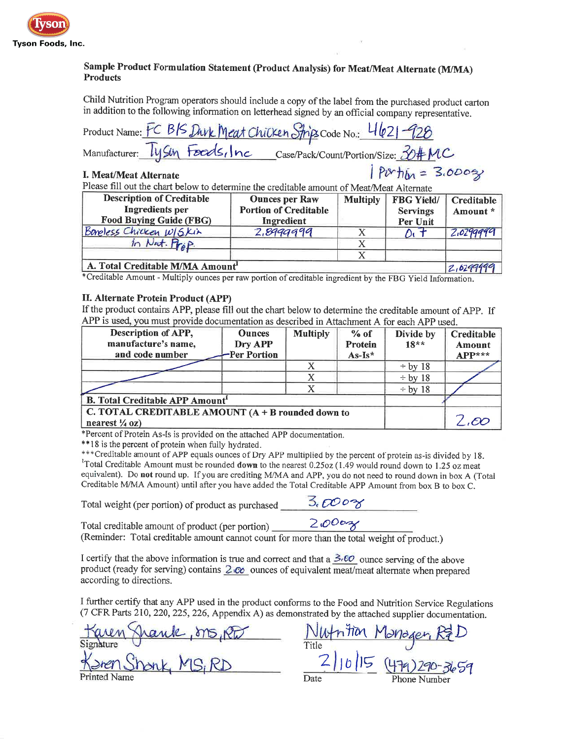Tyson

Tyson Foods, Inc.

**Sample Product Formulation Statement (Product Analysis) for Meat/Meat Alternate (M/MA) Products**

Child Nutrition Program operators should include a copy of the label from the purchased product carton in addition to the following information on letterhead signed by an official company representative.

Product Name: FC B/S Dark Meat Chicken Strips Code No.: 4621-928

Manufacturer: Tyson Foods, Inc Case/Pack/Count/Portion/Size: 30# MC

1 Portion = 3.000z

**I. Meat/Meat Alternate**

Please fill out the chart below to determine the creditable amount of Meat/Meat Alternate

| Description of Creditable Ingredients per Food Buying Guide (FBG) | Ounces per Raw Portion of Creditable Ingredient | Multiply | FBG Yield/ Servings Per Unit | Creditable Amount * |
|---|---|---|---|---|
| Boneless Chicken w/Skin in Nat. Prop. | 2.8999999 | X | 0.7 | 2.0299999 |
| | | X | | |
| | | X | | |
| **A. Total Creditable M/MA Amount**[1] | | | | 2.0299999 |

*Creditable Amount - Multiply ounces per raw portion of creditable ingredient by the FBG Yield Information.

**II. Alternate Protein Product (APP)**

If the product contains APP, please fill out the chart below to determine the creditable amount of APP. If APP is used, you must provide documentation as described in Attachment A for each APP used.

| Description of APP, manufacture's name, and code number | Ounces Dry APP Per Portion | Multiply | % of Protein As-Is* | Divide by 18** | Creditable Amount APP*** |
|---|---|---|---|---|---|
| | | X | | ÷ by 18 | |
| | | X | | ÷ by 18 | |
| | | X | | ÷ by 18 | |
| **B. Total Creditable APP Amount**[1] | | | | | |
| **C. TOTAL CREDITABLE AMOUNT (A + B rounded down to nearest ¼ oz)** | | | | | 2.00 |

*Percent of Protein As-Is is provided on the attached APP documentation.

**18 is the percent of protein when fully hydrated.

***Creditable amount of APP equals ounces of Dry APP multiplied by the percent of protein as-is divided by 18.

[1]Total Creditable Amount must be rounded **down** to the nearest 0.25oz (1.49 would round down to 1.25 oz meat equivalent). Do **not** round up. If you are crediting M/MA and APP, you do not need to round down in box A (Total Creditable M/MA Amount) until after you have added the Total Creditable APP Amount from box B to box C.

Total weight (per portion) of product as purchased 3.00oz

Total creditable amount of product (per portion) 2.00oz

(Reminder: Total creditable amount cannot count for more than the total weight of product.)

I certify that the above information is true and correct and that a 3.00 ounce serving of the above product (ready for serving) contains 2.00 ounces of equivalent meat/meat alternate when prepared according to directions.

I further certify that any APP used in the product conforms to the Food and Nutrition Service Regulations (7 CFR Parts 210, 220, 225, 226, Appendix A) as demonstrated by the attached supplier documentation.

Karen Shank, MS, RD
Signature

Nutrition Manager, R&D
Title

Karen Shank, MS, RD
Printed Name

2/10/15
Date

(479) 290-3659
Phone Number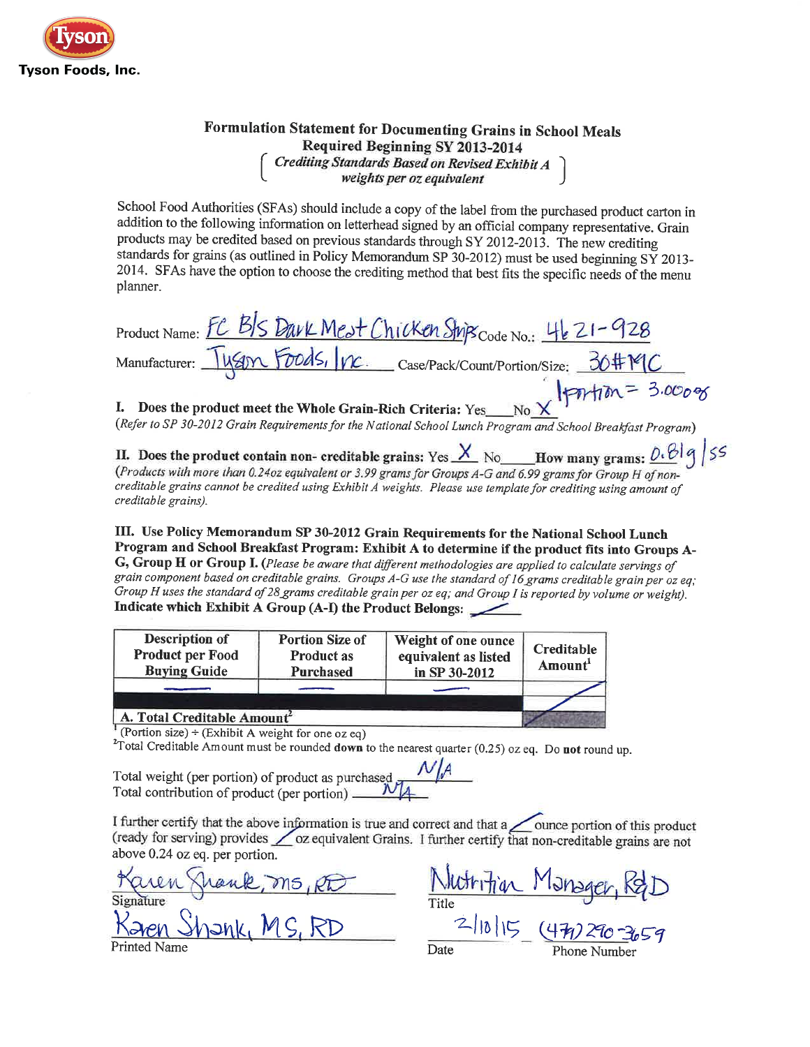Tyson Foods, Inc.

## Formulation Statement for Documenting Grains in School Meals
### Required Beginning SY 2013-2014

( *Crediting Standards Based on Revised Exhibit A weights per oz equivalent* )

School Food Authorities (SFAs) should include a copy of the label from the purchased product carton in addition to the following information on letterhead signed by an official company representative. Grain products may be credited based on previous standards through SY 2012-2013. The new crediting standards for grains (as outlined in Policy Memorandum SP 30-2012) must be used beginning SY 2013-2014. SFAs have the option to choose the crediting method that best fits the specific needs of the menu planner.

Product Name: FC B/S Dark Meat Chicken Strips Code No.: 4621-928

Manufacturer: Tyson Foods, Inc. Case/Pack/Count/Portion/Size: 30# MC

1 Portion = 3.00 oz

**I. Does the product meet the Whole Grain-Rich Criteria:** Yes\_\_\_ No X

(*Refer to SP 30-2012 Grain Requirements for the National School Lunch Program and School Breakfast Program*)

**II. Does the product contain non- creditable grains:** Yes X No\_\_\_ **How many grams:** 0.81 g / SS

(*Products with more than 0.24oz equivalent or 3.99 grams for Groups A-G and 6.99 grams for Group H of non-creditable grains cannot be credited using Exhibit A weights. Please use template for crediting using amount of creditable grains).*

**III. Use Policy Memorandum SP 30-2012 Grain Requirements for the National School Lunch Program and School Breakfast Program: Exhibit A to determine if the product fits into Groups A-G, Group H or Group I.** (*Please be aware that different methodologies are applied to calculate servings of grain component based on creditable grains. Groups A-G use the standard of 16 grams creditable grain per oz eq; Group H uses the standard of 28 grams creditable grain per oz eq; and Group I is reported by volume or weight).*

**Indicate which Exhibit A Group (A-I) the Product Belongs:** ——

| Description of Product per Food Buying Guide | Portion Size of Product as Purchased | Weight of one ounce equivalent as listed in SP 30-2012 | Creditable Amount[1] |
|---|---|---|---|
| —— | —— | —— | —— |
| | | | |
| **A. Total Creditable Amount[2]** | | | |

[1] (Portion size) ÷ (Exhibit A weight for one oz eq)

[2] Total Creditable Amount must be rounded **down** to the nearest quarter (0.25) oz eq. Do **not** round up.

Total weight (per portion) of product as purchased N/A

Total contribution of product (per portion) N/A

I further certify that the above information is true and correct and that a —— ounce portion of this product (ready for serving) provides —— oz equivalent Grains. I further certify that non-creditable grains are not above 0.24 oz eq. per portion.

Signature: Karen Shank, MS, RD

Printed Name: Karen Shank, MS, RD

Title: Nutrition Manager, R&D

Date: 2/10/15

Phone Number: (479) 290-3659